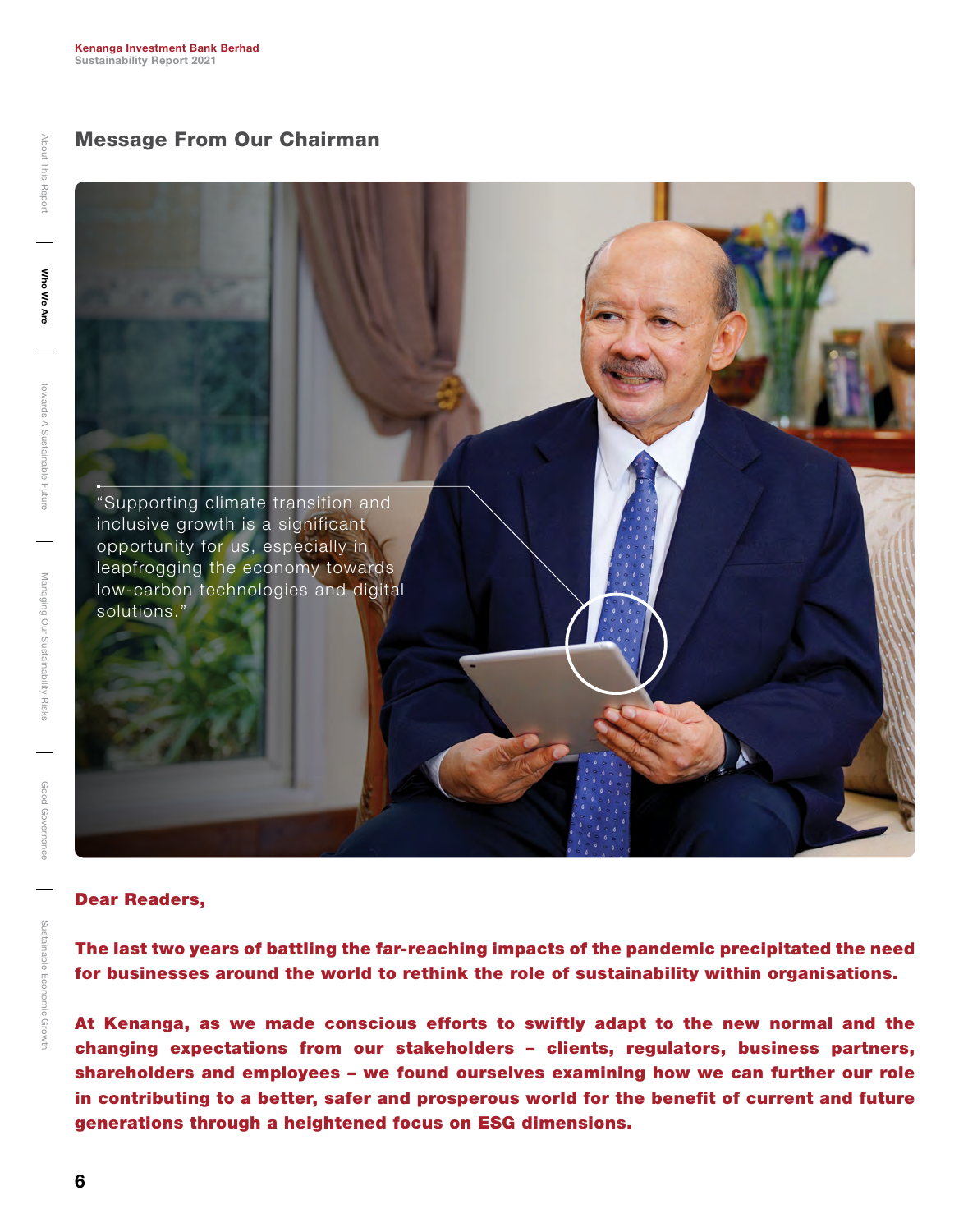## Message From Our Chairman

"Supporting climate transition and inclusive growth is a significant opportunity for us, especially in leapfrogging the economy towards low-carbon technologies and digital solutions."

**Dear Readers,**

**The last two years of battling the far-reaching impacts of the pandemic precipitated the need for businesses around the world to rethink the role of sustainability within organisations.**

**At Kenanga, as we made conscious efforts to swiftly adapt to the new normal and the changing expectations from our stakeholders – clients, regulators, business partners, shareholders and employees – we found ourselves examining how we can further our role in contributing to a better, safer and prosperous world for the benefit of current and future generations through a heightened focus on ESG dimensions.**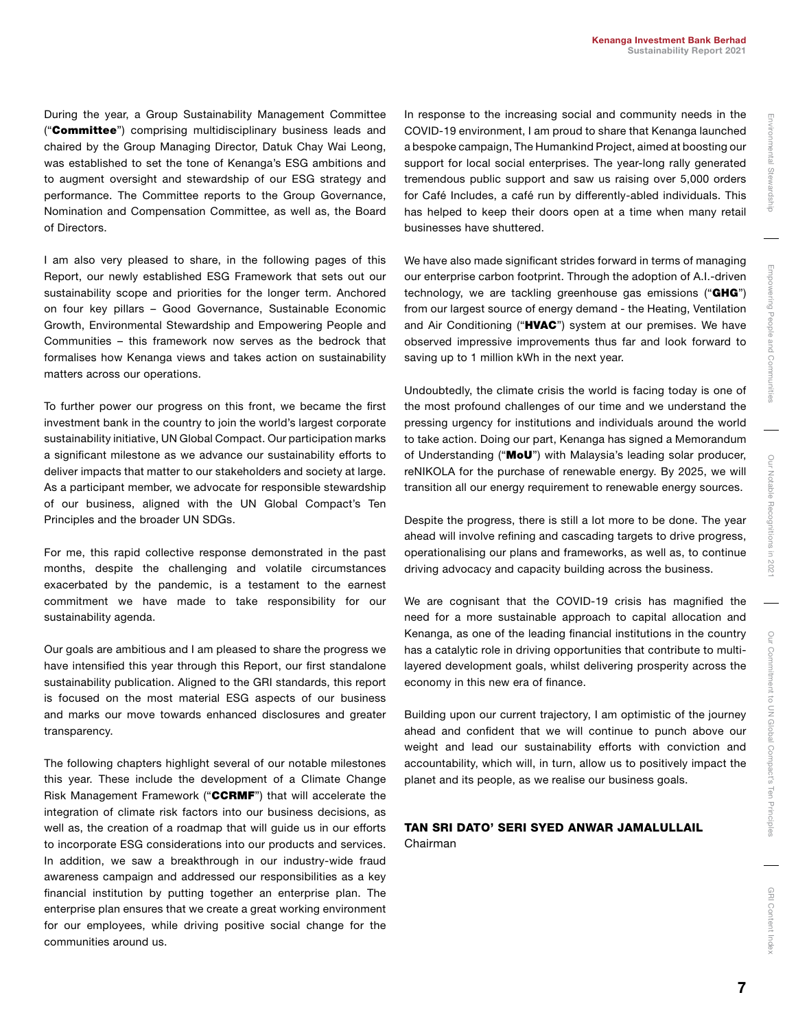During the year, a Group Sustainability Management Committee ("**Committee**") comprising multidisciplinary business leads and chaired by the Group Managing Director, Datuk Chay Wai Leong, was established to set the tone of Kenanga's ESG ambitions and to augment oversight and stewardship of our ESG strategy and performance. The Committee reports to the Group Governance, Nomination and Compensation Committee, as well as, the Board of Directors.

I am also very pleased to share, in the following pages of this Report, our newly established ESG Framework that sets out our sustainability scope and priorities for the longer term. Anchored on four key pillars – Good Governance, Sustainable Economic Growth, Environmental Stewardship and Empowering People and Communities – this framework now serves as the bedrock that formalises how Kenanga views and takes action on sustainability matters across our operations.

To further power our progress on this front, we became the first investment bank in the country to join the world's largest corporate sustainability initiative, UN Global Compact. Our participation marks a significant milestone as we advance our sustainability efforts to deliver impacts that matter to our stakeholders and society at large. As a participant member, we advocate for responsible stewardship of our business, aligned with the UN Global Compact's Ten Principles and the broader UN SDGs.

For me, this rapid collective response demonstrated in the past months, despite the challenging and volatile circumstances exacerbated by the pandemic, is a testament to the earnest commitment we have made to take responsibility for our sustainability agenda.

Our goals are ambitious and I am pleased to share the progress we have intensified this year through this Report, our first standalone sustainability publication. Aligned to the GRI standards, this report is focused on the most material ESG aspects of our business and marks our move towards enhanced disclosures and greater transparency.

The following chapters highlight several of our notable milestones this year. These include the development of a Climate Change Risk Management Framework ("**CCRMF**") that will accelerate the integration of climate risk factors into our business decisions, as well as, the creation of a roadmap that will guide us in our efforts to incorporate ESG considerations into our products and services. In addition, we saw a breakthrough in our industry-wide fraud awareness campaign and addressed our responsibilities as a key financial institution by putting together an enterprise plan. The enterprise plan ensures that we create a great working environment for our employees, while driving positive social change for the communities around us.

In response to the increasing social and community needs in the COVID-19 environment, I am proud to share that Kenanga launched a bespoke campaign, The Humankind Project, aimed at boosting our support for local social enterprises. The year-long rally generated tremendous public support and saw us raising over 5,000 orders for Café Includes, a café run by differently-abled individuals. This has helped to keep their doors open at a time when many retail businesses have shuttered.

We have also made significant strides forward in terms of managing our enterprise carbon footprint. Through the adoption of A.I.-driven technology, we are tackling greenhouse gas emissions ("**GHG**") from our largest source of energy demand - the Heating, Ventilation and Air Conditioning ("**HVAC**") system at our premises. We have observed impressive improvements thus far and look forward to saving up to 1 million kWh in the next year.

Undoubtedly, the climate crisis the world is facing today is one of the most profound challenges of our time and we understand the pressing urgency for institutions and individuals around the world to take action. Doing our part, Kenanga has signed a Memorandum of Understanding ("**MoU**") with Malaysia's leading solar producer, reNIKOLA for the purchase of renewable energy. By 2025, we will transition all our energy requirement to renewable energy sources.

Despite the progress, there is still a lot more to be done. The year ahead will involve refining and cascading targets to drive progress, operationalising our plans and frameworks, as well as, to continue driving advocacy and capacity building across the business.

We are cognisant that the COVID-19 crisis has magnified the need for a more sustainable approach to capital allocation and Kenanga, as one of the leading financial institutions in the country has a catalytic role in driving opportunities that contribute to multi-layered development goals, whilst delivering prosperity across the economy in this new era of finance.

Building upon our current trajectory, I am optimistic of the journey ahead and confident that we will continue to punch above our weight and lead our sustainability efforts with conviction and accountability, which will, in turn, allow us to positively impact the planet and its people, as we realise our business goals.

**TAN SRI DATO' SERI SYED ANWAR JAMALULLAIL**
Chairman